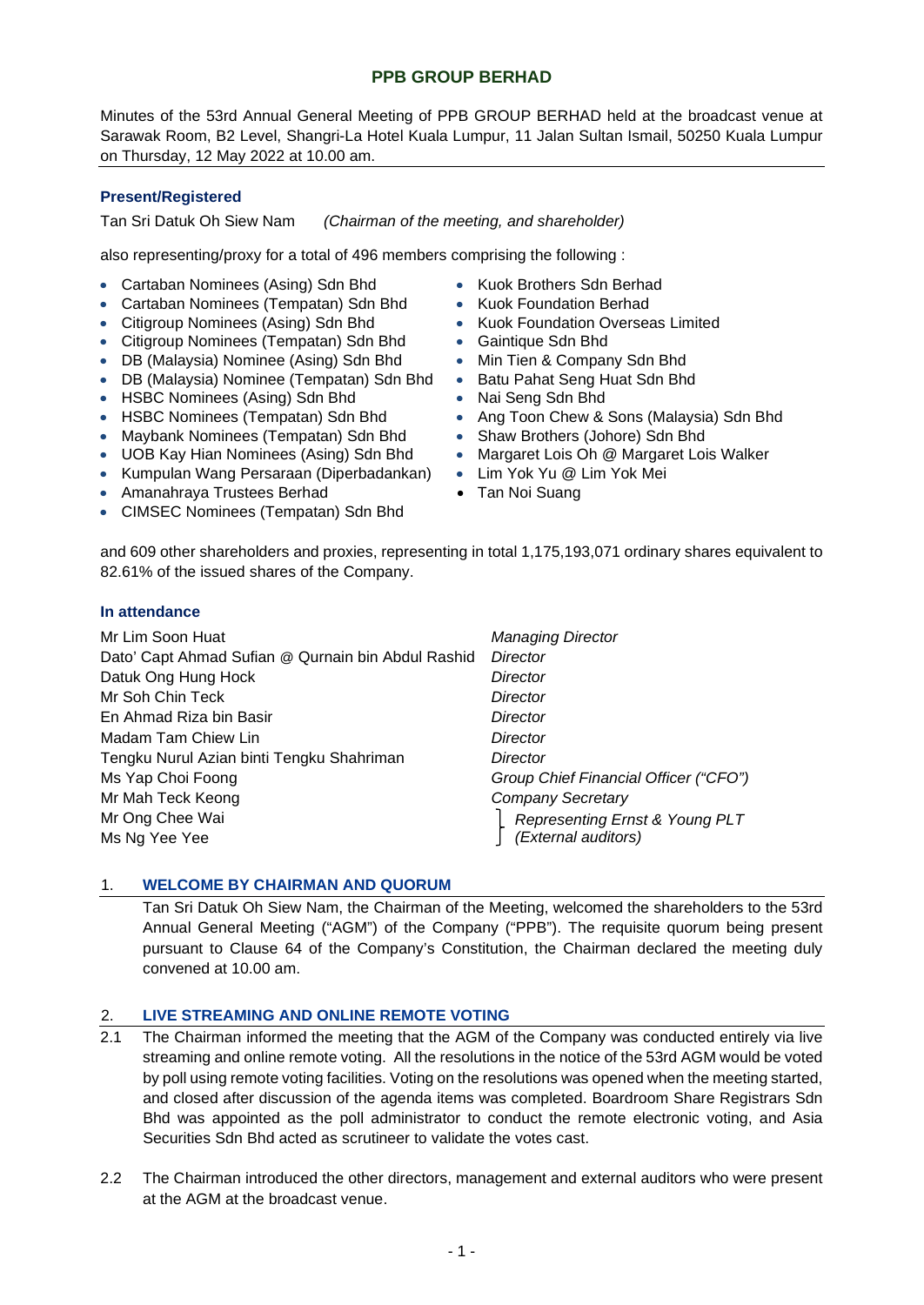# PPB GROUP BERHAD

Minutes of the 53rd Annual General Meeting of PPB GROUP BERHAD held at the broadcast venue at Sarawak Room, B2 Level, Shangri-La Hotel Kuala Lumpur, 11 Jalan Sultan Ismail, 50250 Kuala Lumpur on Thursday, 12 May 2022 at 10.00 am.

### Present/Registered

Tan Sri Datuk Oh Siew Nam *(Chairman of the meeting, and shareholder)*

also representing/proxy for a total of 496 members comprising the following :

- Cartaban Nominees (Asing) Sdn Bhd
- Cartaban Nominees (Tempatan) Sdn Bhd
- Citigroup Nominees (Asing) Sdn Bhd
- Citigroup Nominees (Tempatan) Sdn Bhd
- DB (Malaysia) Nominee (Asing) Sdn Bhd
- DB (Malaysia) Nominee (Tempatan) Sdn Bhd
- HSBC Nominees (Asing) Sdn Bhd
- HSBC Nominees (Tempatan) Sdn Bhd
- Maybank Nominees (Tempatan) Sdn Bhd
- UOB Kay Hian Nominees (Asing) Sdn Bhd
- Kumpulan Wang Persaraan (Diperbadankan)
- Amanahraya Trustees Berhad
- CIMSEC Nominees (Tempatan) Sdn Bhd
- Kuok Brothers Sdn Berhad
- Kuok Foundation Berhad
- Kuok Foundation Overseas Limited
- Gaintique Sdn Bhd
- Min Tien & Company Sdn Bhd
- Batu Pahat Seng Huat Sdn Bhd
- Nai Seng Sdn Bhd
- Ang Toon Chew & Sons (Malaysia) Sdn Bhd
- Shaw Brothers (Johore) Sdn Bhd
- Margaret Lois Oh @ Margaret Lois Walker
- Lim Yok Yu @ Lim Yok Mei
- Tan Noi Suang

and 609 other shareholders and proxies, representing in total 1,175,193,071 ordinary shares equivalent to 82.61% of the issued shares of the Company.

### In attendance

| | |
|---|---|
| Mr Lim Soon Huat | *Managing Director* |
| Dato' Capt Ahmad Sufian @ Qurnain bin Abdul Rashid | *Director* |
| Datuk Ong Hung Hock | *Director* |
| Mr Soh Chin Teck | *Director* |
| En Ahmad Riza bin Basir | *Director* |
| Madam Tam Chiew Lin | *Director* |
| Tengku Nurul Azian binti Tengku Shahriman | *Director* |
| Ms Yap Choi Foong | *Group Chief Financial Officer ("CFO")* |
| Mr Mah Teck Keong | *Company Secretary* |
| Mr Ong Chee Wai | *Representing Ernst & Young PLT* |
| Ms Ng Yee Yee | *(External auditors)* |

## 1. WELCOME BY CHAIRMAN AND QUORUM

Tan Sri Datuk Oh Siew Nam, the Chairman of the Meeting, welcomed the shareholders to the 53rd Annual General Meeting ("AGM") of the Company ("PPB"). The requisite quorum being present pursuant to Clause 64 of the Company's Constitution, the Chairman declared the meeting duly convened at 10.00 am.

## 2. LIVE STREAMING AND ONLINE REMOTE VOTING

2.1 The Chairman informed the meeting that the AGM of the Company was conducted entirely via live streaming and online remote voting. All the resolutions in the notice of the 53rd AGM would be voted by poll using remote voting facilities. Voting on the resolutions was opened when the meeting started, and closed after discussion of the agenda items was completed. Boardroom Share Registrars Sdn Bhd was appointed as the poll administrator to conduct the remote electronic voting, and Asia Securities Sdn Bhd acted as scrutineer to validate the votes cast.

2.2 The Chairman introduced the other directors, management and external auditors who were present at the AGM at the broadcast venue.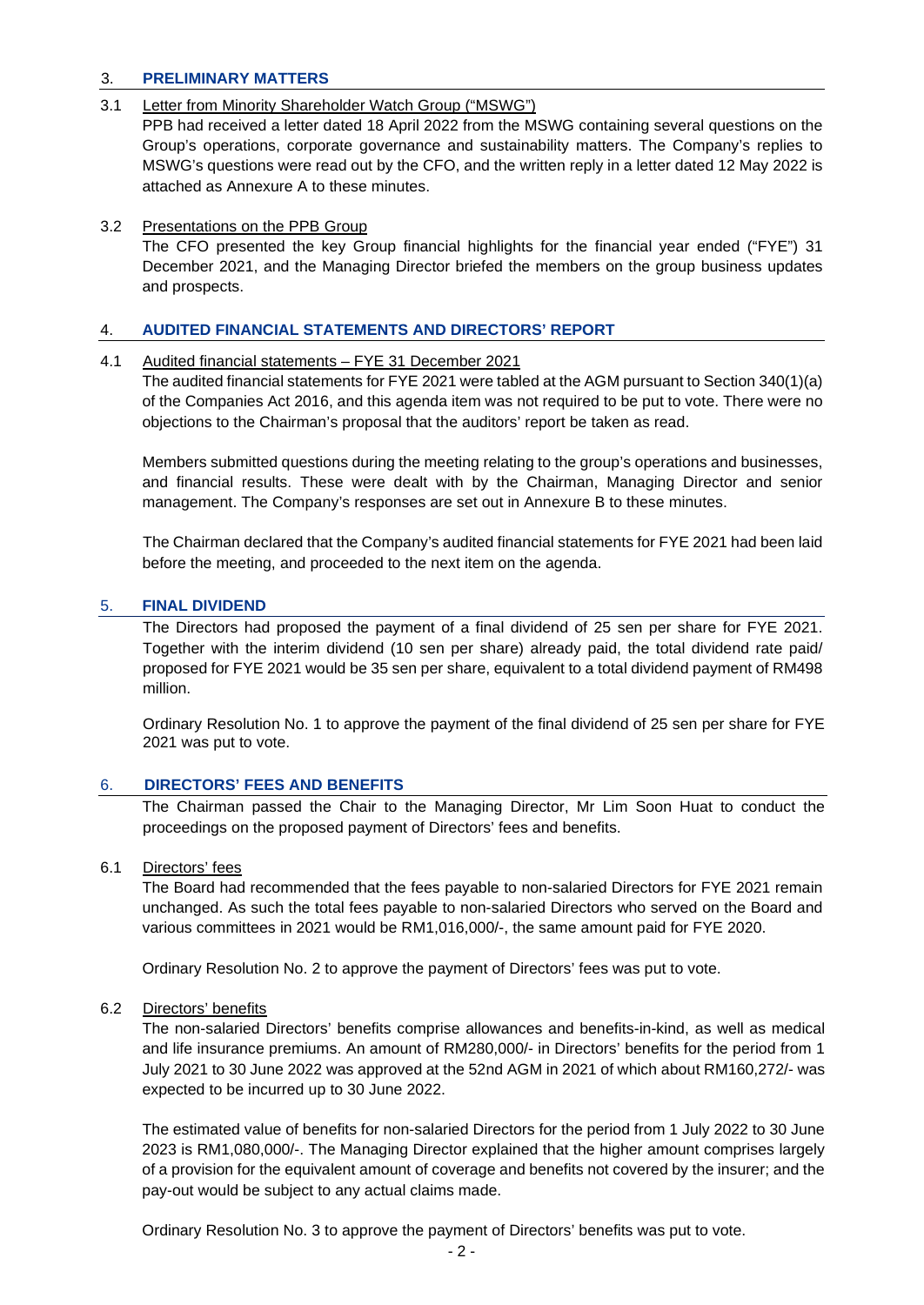## 3. PRELIMINARY MATTERS

### 3.1 Letter from Minority Shareholder Watch Group ("MSWG")

PPB had received a letter dated 18 April 2022 from the MSWG containing several questions on the Group's operations, corporate governance and sustainability matters. The Company's replies to MSWG's questions were read out by the CFO, and the written reply in a letter dated 12 May 2022 is attached as Annexure A to these minutes.

### 3.2 Presentations on the PPB Group

The CFO presented the key Group financial highlights for the financial year ended ("FYE") 31 December 2021, and the Managing Director briefed the members on the group business updates and prospects.

## 4. AUDITED FINANCIAL STATEMENTS AND DIRECTORS' REPORT

### 4.1 Audited financial statements – FYE 31 December 2021

The audited financial statements for FYE 2021 were tabled at the AGM pursuant to Section 340(1)(a) of the Companies Act 2016, and this agenda item was not required to be put to vote. There were no objections to the Chairman's proposal that the auditors' report be taken as read.

Members submitted questions during the meeting relating to the group's operations and businesses, and financial results. These were dealt with by the Chairman, Managing Director and senior management. The Company's responses are set out in Annexure B to these minutes.

The Chairman declared that the Company's audited financial statements for FYE 2021 had been laid before the meeting, and proceeded to the next item on the agenda.

## 5. FINAL DIVIDEND

The Directors had proposed the payment of a final dividend of 25 sen per share for FYE 2021. Together with the interim dividend (10 sen per share) already paid, the total dividend rate paid/ proposed for FYE 2021 would be 35 sen per share, equivalent to a total dividend payment of RM498 million.

Ordinary Resolution No. 1 to approve the payment of the final dividend of 25 sen per share for FYE 2021 was put to vote.

## 6. DIRECTORS' FEES AND BENEFITS

The Chairman passed the Chair to the Managing Director, Mr Lim Soon Huat to conduct the proceedings on the proposed payment of Directors' fees and benefits.

### 6.1 Directors' fees

The Board had recommended that the fees payable to non-salaried Directors for FYE 2021 remain unchanged. As such the total fees payable to non-salaried Directors who served on the Board and various committees in 2021 would be RM1,016,000/-, the same amount paid for FYE 2020.

Ordinary Resolution No. 2 to approve the payment of Directors' fees was put to vote.

### 6.2 Directors' benefits

The non-salaried Directors' benefits comprise allowances and benefits-in-kind, as well as medical and life insurance premiums. An amount of RM280,000/- in Directors' benefits for the period from 1 July 2021 to 30 June 2022 was approved at the 52nd AGM in 2021 of which about RM160,272/- was expected to be incurred up to 30 June 2022.

The estimated value of benefits for non-salaried Directors for the period from 1 July 2022 to 30 June 2023 is RM1,080,000/-. The Managing Director explained that the higher amount comprises largely of a provision for the equivalent amount of coverage and benefits not covered by the insurer; and the pay-out would be subject to any actual claims made.

Ordinary Resolution No. 3 to approve the payment of Directors' benefits was put to vote.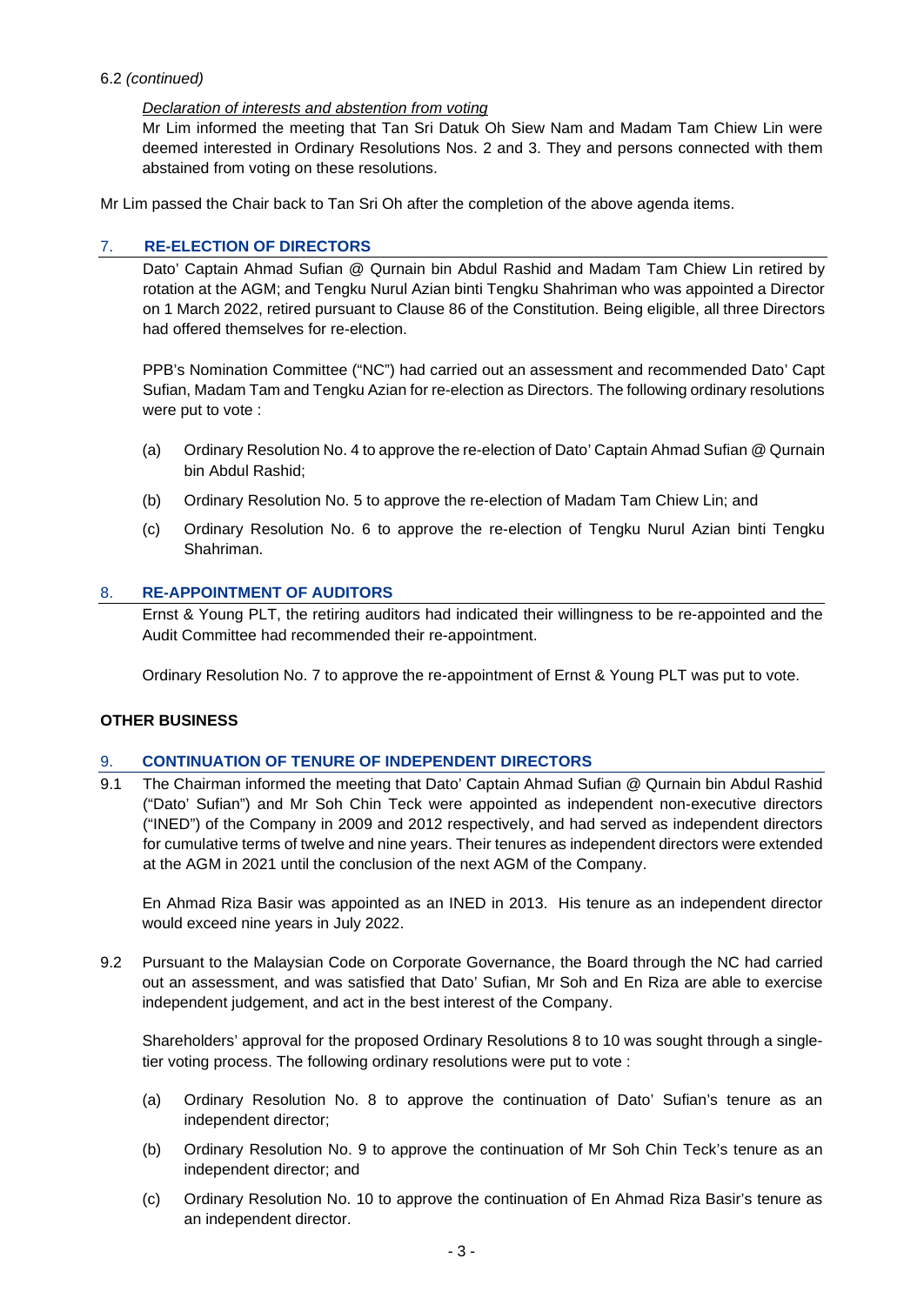6.2 *(continued)*

*Declaration of interests and abstention from voting*

Mr Lim informed the meeting that Tan Sri Datuk Oh Siew Nam and Madam Tam Chiew Lin were deemed interested in Ordinary Resolutions Nos. 2 and 3. They and persons connected with them abstained from voting on these resolutions.

Mr Lim passed the Chair back to Tan Sri Oh after the completion of the above agenda items.

## 7. RE-ELECTION OF DIRECTORS

Dato' Captain Ahmad Sufian @ Qurnain bin Abdul Rashid and Madam Tam Chiew Lin retired by rotation at the AGM; and Tengku Nurul Azian binti Tengku Shahriman who was appointed a Director on 1 March 2022, retired pursuant to Clause 86 of the Constitution. Being eligible, all three Directors had offered themselves for re-election.

PPB's Nomination Committee ("NC") had carried out an assessment and recommended Dato' Capt Sufian, Madam Tam and Tengku Azian for re-election as Directors. The following ordinary resolutions were put to vote :

(a) Ordinary Resolution No. 4 to approve the re-election of Dato' Captain Ahmad Sufian @ Qurnain bin Abdul Rashid;

(b) Ordinary Resolution No. 5 to approve the re-election of Madam Tam Chiew Lin; and

(c) Ordinary Resolution No. 6 to approve the re-election of Tengku Nurul Azian binti Tengku Shahriman.

## 8. RE-APPOINTMENT OF AUDITORS

Ernst & Young PLT, the retiring auditors had indicated their willingness to be re-appointed and the Audit Committee had recommended their re-appointment.

Ordinary Resolution No. 7 to approve the re-appointment of Ernst & Young PLT was put to vote.

**OTHER BUSINESS**

## 9. CONTINUATION OF TENURE OF INDEPENDENT DIRECTORS

9.1 The Chairman informed the meeting that Dato' Captain Ahmad Sufian @ Qurnain bin Abdul Rashid ("Dato' Sufian") and Mr Soh Chin Teck were appointed as independent non-executive directors ("INED") of the Company in 2009 and 2012 respectively, and had served as independent directors for cumulative terms of twelve and nine years. Their tenures as independent directors were extended at the AGM in 2021 until the conclusion of the next AGM of the Company.

En Ahmad Riza Basir was appointed as an INED in 2013. His tenure as an independent director would exceed nine years in July 2022.

9.2 Pursuant to the Malaysian Code on Corporate Governance, the Board through the NC had carried out an assessment, and was satisfied that Dato' Sufian, Mr Soh and En Riza are able to exercise independent judgement, and act in the best interest of the Company.

Shareholders' approval for the proposed Ordinary Resolutions 8 to 10 was sought through a single-tier voting process. The following ordinary resolutions were put to vote :

(a) Ordinary Resolution No. 8 to approve the continuation of Dato' Sufian's tenure as an independent director;

(b) Ordinary Resolution No. 9 to approve the continuation of Mr Soh Chin Teck's tenure as an independent director; and

(c) Ordinary Resolution No. 10 to approve the continuation of En Ahmad Riza Basir's tenure as an independent director.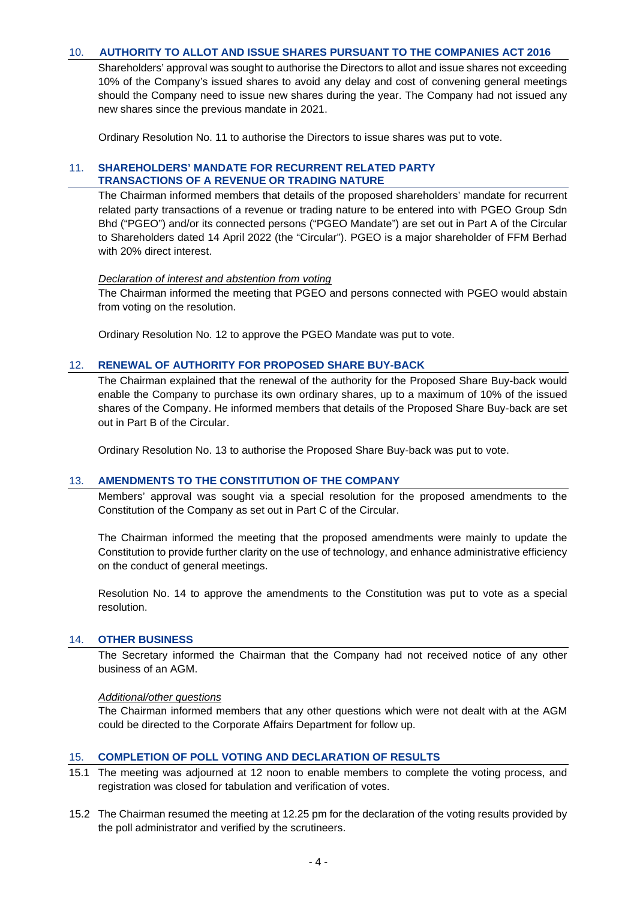## 10. AUTHORITY TO ALLOT AND ISSUE SHARES PURSUANT TO THE COMPANIES ACT 2016

Shareholders' approval was sought to authorise the Directors to allot and issue shares not exceeding 10% of the Company's issued shares to avoid any delay and cost of convening general meetings should the Company need to issue new shares during the year. The Company had not issued any new shares since the previous mandate in 2021.

Ordinary Resolution No. 11 to authorise the Directors to issue shares was put to vote.

## 11. SHAREHOLDERS' MANDATE FOR RECURRENT RELATED PARTY TRANSACTIONS OF A REVENUE OR TRADING NATURE

The Chairman informed members that details of the proposed shareholders' mandate for recurrent related party transactions of a revenue or trading nature to be entered into with PGEO Group Sdn Bhd ("PGEO") and/or its connected persons ("PGEO Mandate") are set out in Part A of the Circular to Shareholders dated 14 April 2022 (the "Circular"). PGEO is a major shareholder of FFM Berhad with 20% direct interest.

*Declaration of interest and abstention from voting*

The Chairman informed the meeting that PGEO and persons connected with PGEO would abstain from voting on the resolution.

Ordinary Resolution No. 12 to approve the PGEO Mandate was put to vote.

## 12. RENEWAL OF AUTHORITY FOR PROPOSED SHARE BUY-BACK

The Chairman explained that the renewal of the authority for the Proposed Share Buy-back would enable the Company to purchase its own ordinary shares, up to a maximum of 10% of the issued shares of the Company. He informed members that details of the Proposed Share Buy-back are set out in Part B of the Circular.

Ordinary Resolution No. 13 to authorise the Proposed Share Buy-back was put to vote.

## 13. AMENDMENTS TO THE CONSTITUTION OF THE COMPANY

Members' approval was sought via a special resolution for the proposed amendments to the Constitution of the Company as set out in Part C of the Circular.

The Chairman informed the meeting that the proposed amendments were mainly to update the Constitution to provide further clarity on the use of technology, and enhance administrative efficiency on the conduct of general meetings.

Resolution No. 14 to approve the amendments to the Constitution was put to vote as a special resolution.

## 14. OTHER BUSINESS

The Secretary informed the Chairman that the Company had not received notice of any other business of an AGM.

*Additional/other questions*

The Chairman informed members that any other questions which were not dealt with at the AGM could be directed to the Corporate Affairs Department for follow up.

## 15. COMPLETION OF POLL VOTING AND DECLARATION OF RESULTS

15.1 The meeting was adjourned at 12 noon to enable members to complete the voting process, and registration was closed for tabulation and verification of votes.

15.2 The Chairman resumed the meeting at 12.25 pm for the declaration of the voting results provided by the poll administrator and verified by the scrutineers.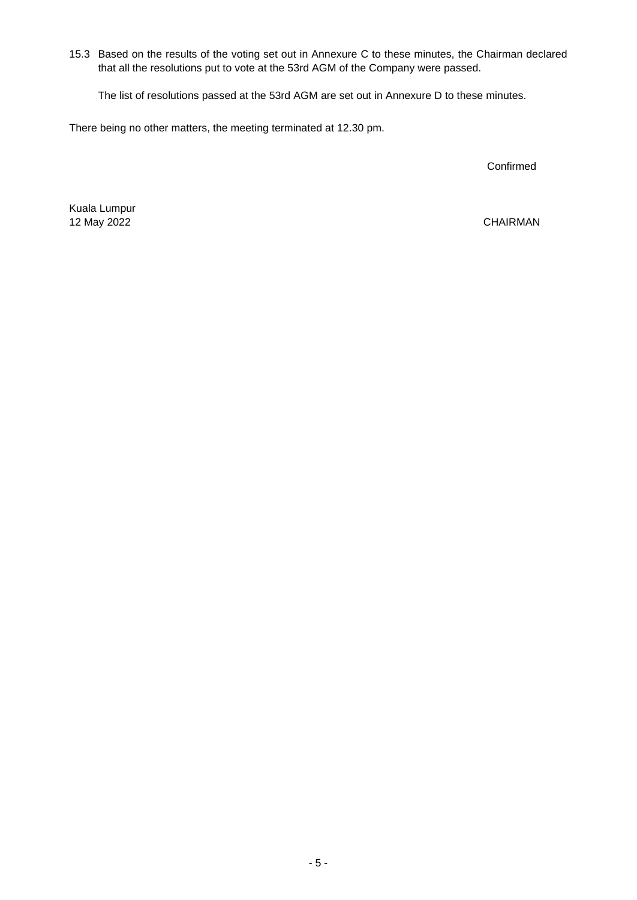15.3 Based on the results of the voting set out in Annexure C to these minutes, the Chairman declared that all the resolutions put to vote at the 53rd AGM of the Company were passed.

The list of resolutions passed at the 53rd AGM are set out in Annexure D to these minutes.

There being no other matters, the meeting terminated at 12.30 pm.

Confirmed

Kuala Lumpur
12 May 2022

CHAIRMAN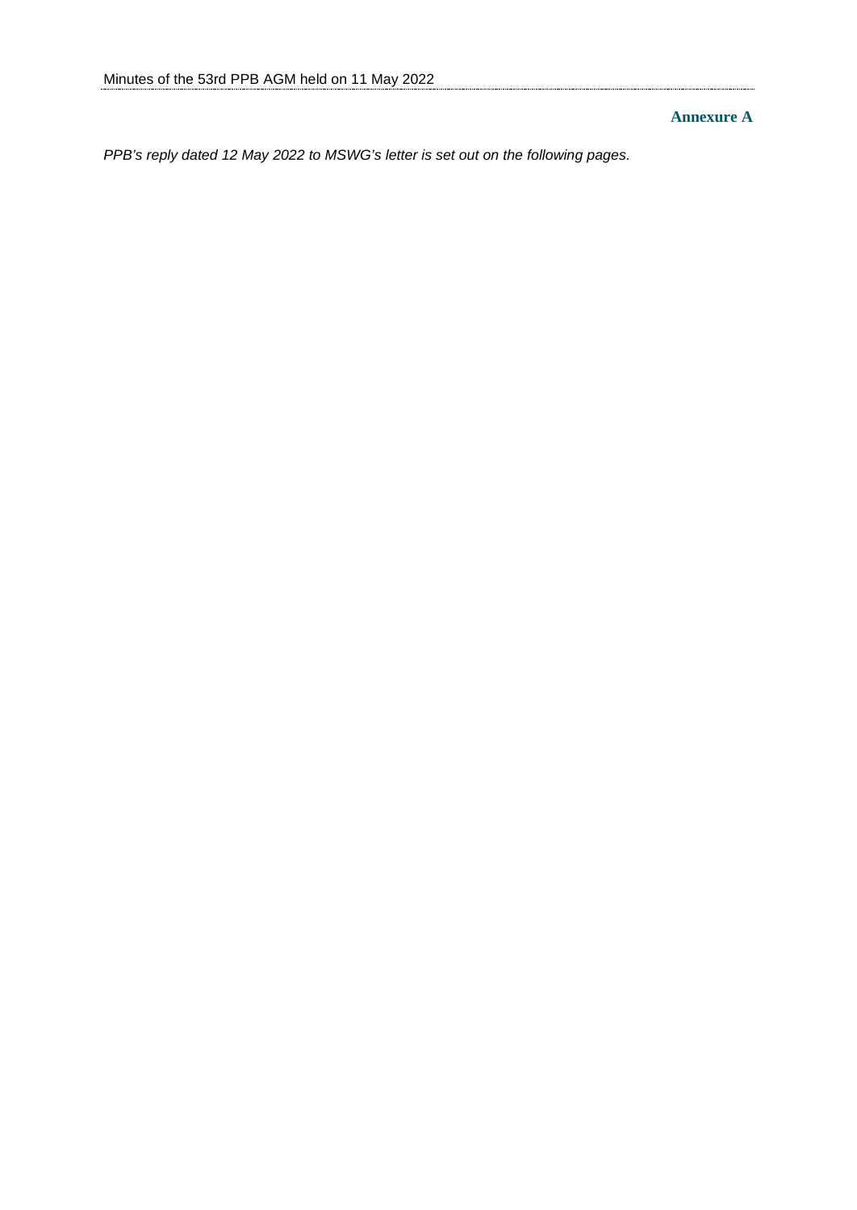**Annexure A**

*PPB's reply dated 12 May 2022 to MSWG's letter is set out on the following pages.*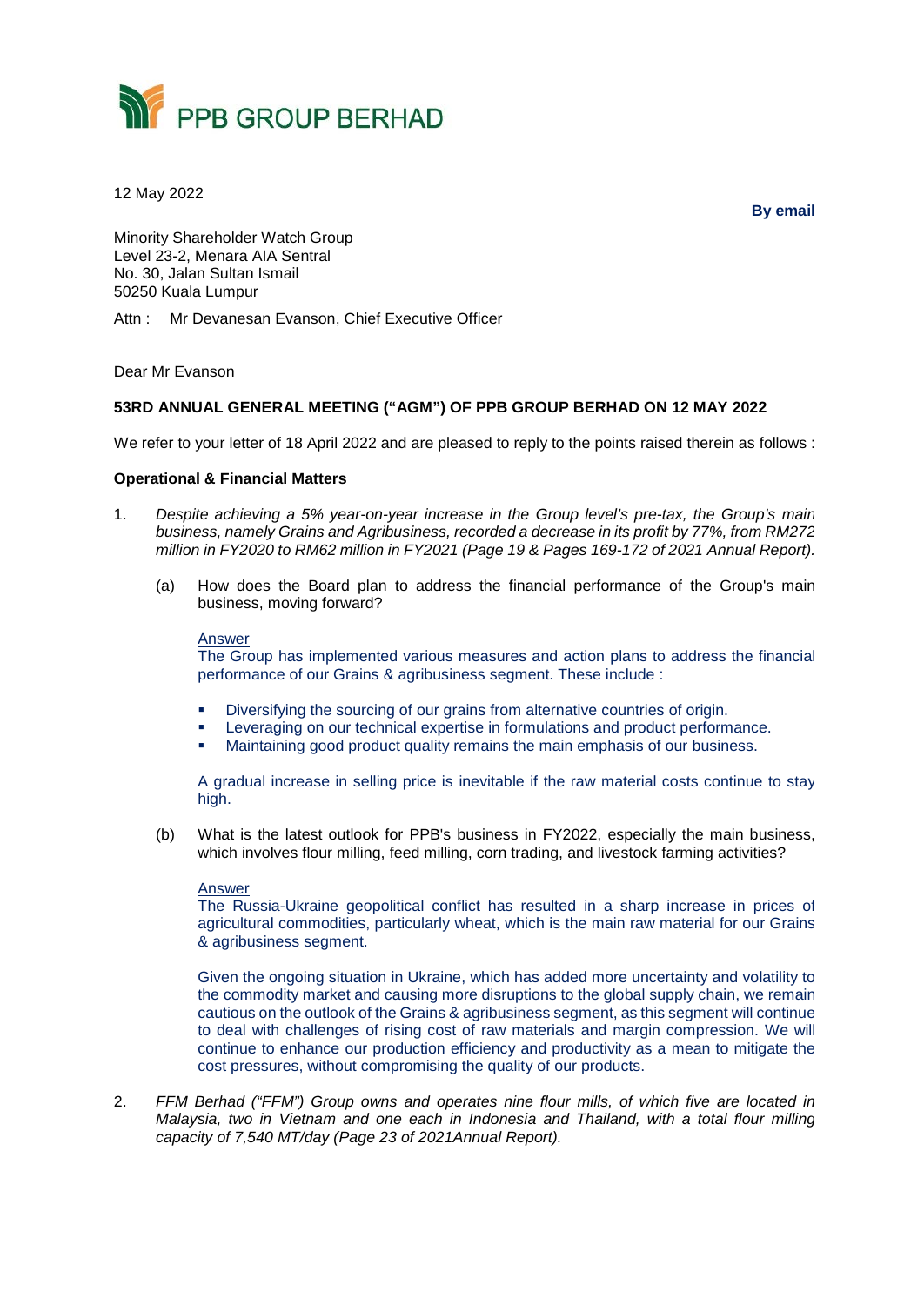# PPB GROUP BERHAD

12 May 2022

**By email**

Minority Shareholder Watch Group
Level 23-2, Menara AIA Sentral
No. 30, Jalan Sultan Ismail
50250 Kuala Lumpur

Attn : Mr Devanesan Evanson, Chief Executive Officer

Dear Mr Evanson

**53RD ANNUAL GENERAL MEETING ("AGM") OF PPB GROUP BERHAD ON 12 MAY 2022**

We refer to your letter of 18 April 2022 and are pleased to reply to the points raised therein as follows :

**Operational & Financial Matters**

1. *Despite achieving a 5% year-on-year increase in the Group level's pre-tax, the Group's main business, namely Grains and Agribusiness, recorded a decrease in its profit by 77%, from RM272 million in FY2020 to RM62 million in FY2021 (Page 19 & Pages 169-172 of 2021 Annual Report).*

   (a) How does the Board plan to address the financial performance of the Group's main business, moving forward?

   Answer
   The Group has implemented various measures and action plans to address the financial performance of our Grains & agribusiness segment. These include :

   - Diversifying the sourcing of our grains from alternative countries of origin.
   - Leveraging on our technical expertise in formulations and product performance.
   - Maintaining good product quality remains the main emphasis of our business.

   A gradual increase in selling price is inevitable if the raw material costs continue to stay high.

   (b) What is the latest outlook for PPB's business in FY2022, especially the main business, which involves flour milling, feed milling, corn trading, and livestock farming activities?

   Answer
   The Russia-Ukraine geopolitical conflict has resulted in a sharp increase in prices of agricultural commodities, particularly wheat, which is the main raw material for our Grains & agribusiness segment.

   Given the ongoing situation in Ukraine, which has added more uncertainty and volatility to the commodity market and causing more disruptions to the global supply chain, we remain cautious on the outlook of the Grains & agribusiness segment, as this segment will continue to deal with challenges of rising cost of raw materials and margin compression. We will continue to enhance our production efficiency and productivity as a mean to mitigate the cost pressures, without compromising the quality of our products.

2. *FFM Berhad ("FFM") Group owns and operates nine flour mills, of which five are located in Malaysia, two in Vietnam and one each in Indonesia and Thailand, with a total flour milling capacity of 7,540 MT/day (Page 23 of 2021Annual Report).*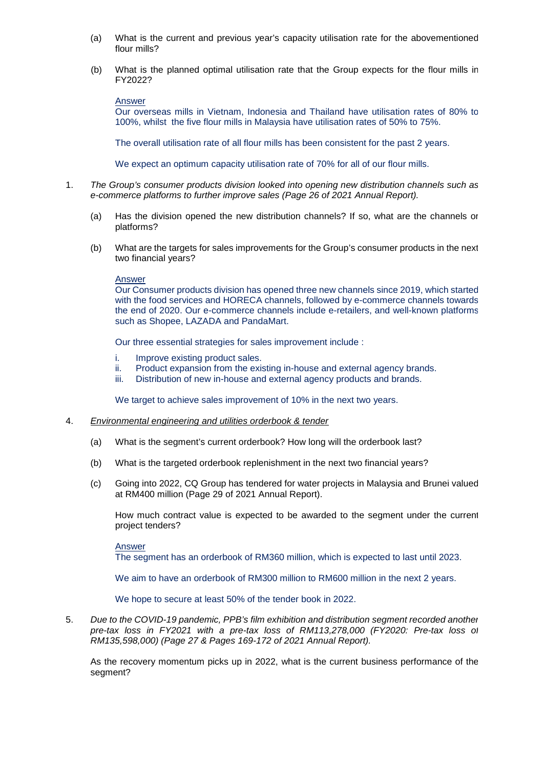(a) What is the current and previous year's capacity utilisation rate for the abovementioned flour mills?

(b) What is the planned optimal utilisation rate that the Group expects for the flour mills in FY2022?

<u>Answer</u>

Our overseas mills in Vietnam, Indonesia and Thailand have utilisation rates of 80% to 100%, whilst the five flour mills in Malaysia have utilisation rates of 50% to 75%.

The overall utilisation rate of all flour mills has been consistent for the past 2 years.

We expect an optimum capacity utilisation rate of 70% for all of our flour mills.

1. *The Group's consumer products division looked into opening new distribution channels such as e-commerce platforms to further improve sales (Page 26 of 2021 Annual Report).*

   (a) Has the division opened the new distribution channels? If so, what are the channels or platforms?

   (b) What are the targets for sales improvements for the Group's consumer products in the next two financial years?

   <u>Answer</u>

   Our Consumer products division has opened three new channels since 2019, which started with the food services and HORECA channels, followed by e-commerce channels towards the end of 2020. Our e-commerce channels include e-retailers, and well-known platforms such as Shopee, LAZADA and PandaMart.

   Our three essential strategies for sales improvement include :

   i. Improve existing product sales.
   ii. Product expansion from the existing in-house and external agency brands.
   iii. Distribution of new in-house and external agency products and brands.

   We target to achieve sales improvement of 10% in the next two years.

4. <u>*Environmental engineering and utilities orderbook & tender*</u>

   (a) What is the segment's current orderbook? How long will the orderbook last?

   (b) What is the targeted orderbook replenishment in the next two financial years?

   (c) Going into 2022, CQ Group has tendered for water projects in Malaysia and Brunei valued at RM400 million (Page 29 of 2021 Annual Report).

   How much contract value is expected to be awarded to the segment under the current project tenders?

   <u>Answer</u>

   The segment has an orderbook of RM360 million, which is expected to last until 2023.

   We aim to have an orderbook of RM300 million to RM600 million in the next 2 years.

   We hope to secure at least 50% of the tender book in 2022.

5. *Due to the COVID-19 pandemic, PPB's film exhibition and distribution segment recorded another pre-tax loss in FY2021 with a pre-tax loss of RM113,278,000 (FY2020: Pre-tax loss of RM135,598,000) (Page 27 & Pages 169-172 of 2021 Annual Report).*

   As the recovery momentum picks up in 2022, what is the current business performance of the segment?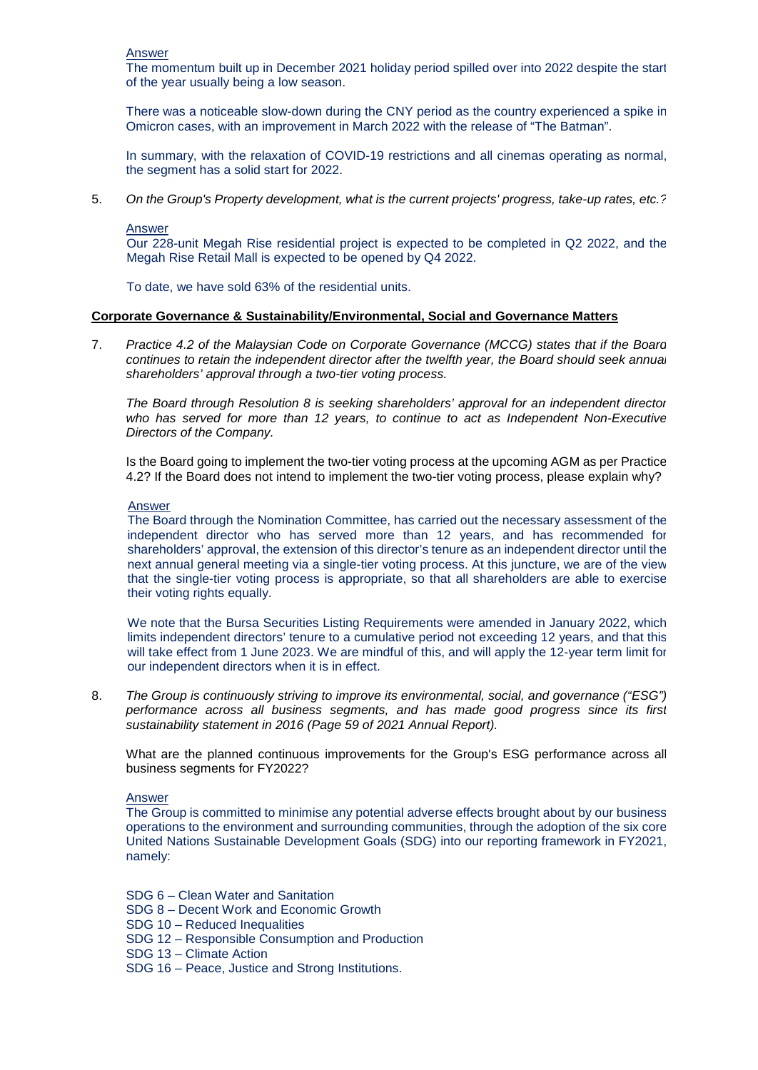Answer

The momentum built up in December 2021 holiday period spilled over into 2022 despite the start of the year usually being a low season.

There was a noticeable slow-down during the CNY period as the country experienced a spike in Omicron cases, with an improvement in March 2022 with the release of "The Batman".

In summary, with the relaxation of COVID-19 restrictions and all cinemas operating as normal, the segment has a solid start for 2022.

5. *On the Group's Property development, what is the current projects' progress, take-up rates, etc.?*

   Answer

   Our 228-unit Megah Rise residential project is expected to be completed in Q2 2022, and the Megah Rise Retail Mall is expected to be opened by Q4 2022.

   To date, we have sold 63% of the residential units.

**Corporate Governance & Sustainability/Environmental, Social and Governance Matters**

7. *Practice 4.2 of the Malaysian Code on Corporate Governance (MCCG) states that if the Board continues to retain the independent director after the twelfth year, the Board should seek annual shareholders' approval through a two-tier voting process.*

   *The Board through Resolution 8 is seeking shareholders' approval for an independent director who has served for more than 12 years, to continue to act as Independent Non-Executive Directors of the Company.*

   Is the Board going to implement the two-tier voting process at the upcoming AGM as per Practice 4.2? If the Board does not intend to implement the two-tier voting process, please explain why?

   Answer

   The Board through the Nomination Committee, has carried out the necessary assessment of the independent director who has served more than 12 years, and has recommended for shareholders' approval, the extension of this director's tenure as an independent director until the next annual general meeting via a single-tier voting process. At this juncture, we are of the view that the single-tier voting process is appropriate, so that all shareholders are able to exercise their voting rights equally.

   We note that the Bursa Securities Listing Requirements were amended in January 2022, which limits independent directors' tenure to a cumulative period not exceeding 12 years, and that this will take effect from 1 June 2023. We are mindful of this, and will apply the 12-year term limit for our independent directors when it is in effect.

8. *The Group is continuously striving to improve its environmental, social, and governance ("ESG") performance across all business segments, and has made good progress since its first sustainability statement in 2016 (Page 59 of 2021 Annual Report).*

   What are the planned continuous improvements for the Group's ESG performance across all business segments for FY2022?

   Answer

   The Group is committed to minimise any potential adverse effects brought about by our business operations to the environment and surrounding communities, through the adoption of the six core United Nations Sustainable Development Goals (SDG) into our reporting framework in FY2021, namely:

   SDG 6 – Clean Water and Sanitation
   SDG 8 – Decent Work and Economic Growth
   SDG 10 – Reduced Inequalities
   SDG 12 – Responsible Consumption and Production
   SDG 13 – Climate Action
   SDG 16 – Peace, Justice and Strong Institutions.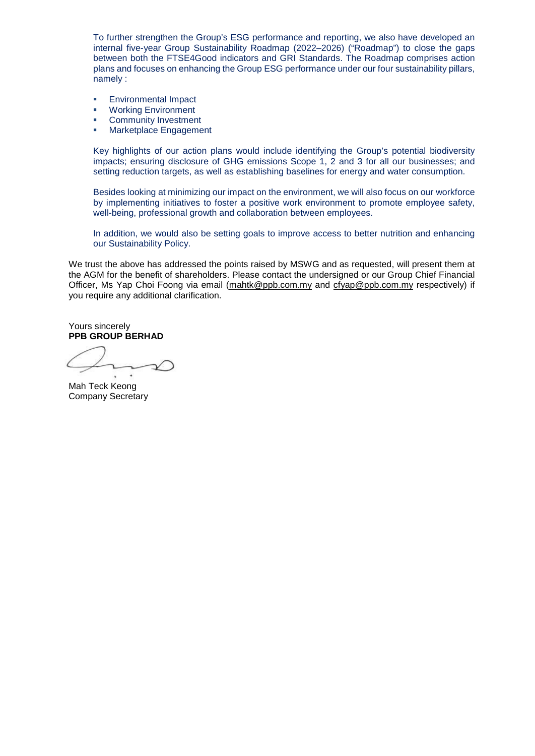To further strengthen the Group's ESG performance and reporting, we also have developed an internal five-year Group Sustainability Roadmap (2022–2026) ("Roadmap") to close the gaps between both the FTSE4Good indicators and GRI Standards. The Roadmap comprises action plans and focuses on enhancing the Group ESG performance under our four sustainability pillars, namely :

- Environmental Impact
- Working Environment
- Community Investment
- Marketplace Engagement

Key highlights of our action plans would include identifying the Group's potential biodiversity impacts; ensuring disclosure of GHG emissions Scope 1, 2 and 3 for all our businesses; and setting reduction targets, as well as establishing baselines for energy and water consumption.

Besides looking at minimizing our impact on the environment, we will also focus on our workforce by implementing initiatives to foster a positive work environment to promote employee safety, well-being, professional growth and collaboration between employees.

In addition, we would also be setting goals to improve access to better nutrition and enhancing our Sustainability Policy.

We trust the above has addressed the points raised by MSWG and as requested, will present them at the AGM for the benefit of shareholders. Please contact the undersigned or our Group Chief Financial Officer, Ms Yap Choi Foong via email (mahtk@ppb.com.my and cfyap@ppb.com.my respectively) if you require any additional clarification.

Yours sincerely
**PPB GROUP BERHAD**

Mah Teck Keong
Company Secretary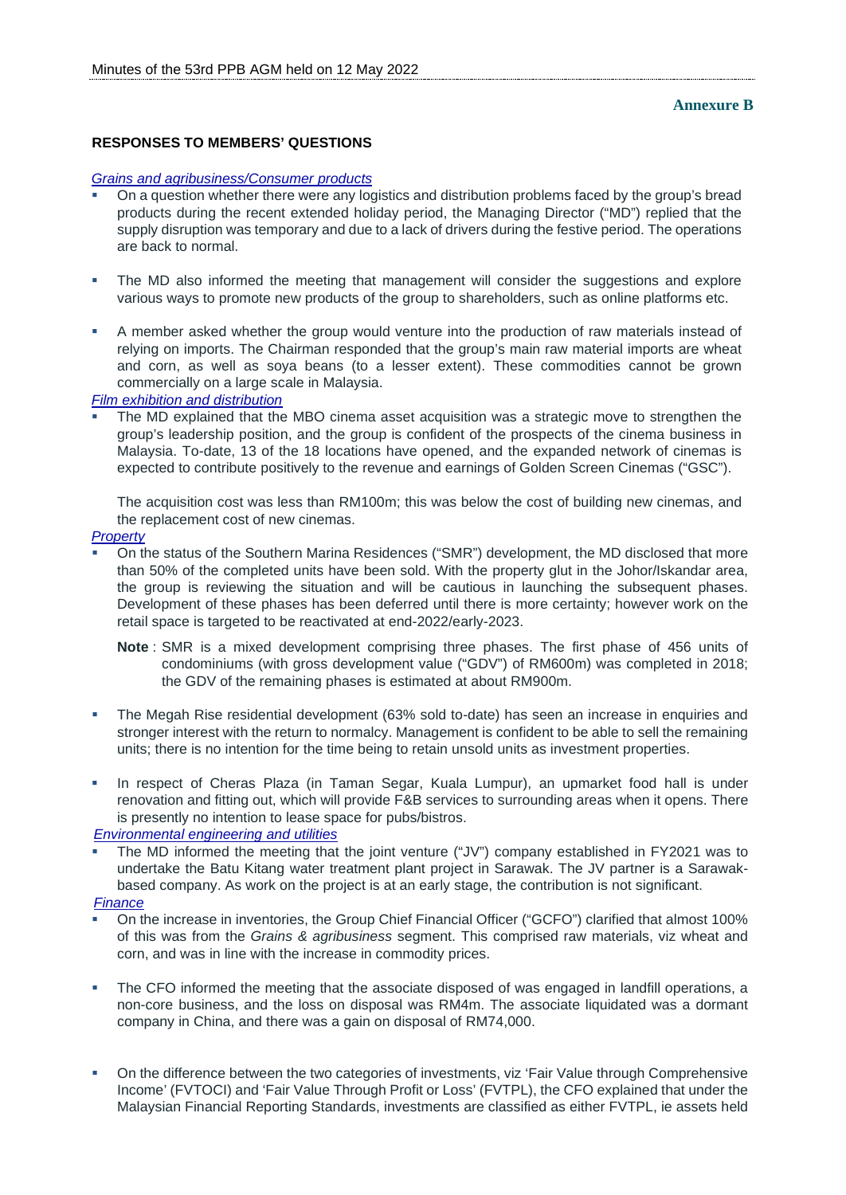**Annexure B**

## RESPONSES TO MEMBERS' QUESTIONS

*Grains and agribusiness/Consumer products*

- On a question whether there were any logistics and distribution problems faced by the group's bread products during the recent extended holiday period, the Managing Director ("MD") replied that the supply disruption was temporary and due to a lack of drivers during the festive period. The operations are back to normal.

- The MD also informed the meeting that management will consider the suggestions and explore various ways to promote new products of the group to shareholders, such as online platforms etc.

- A member asked whether the group would venture into the production of raw materials instead of relying on imports. The Chairman responded that the group's main raw material imports are wheat and corn, as well as soya beans (to a lesser extent). These commodities cannot be grown commercially on a large scale in Malaysia.

*Film exhibition and distribution*

- The MD explained that the MBO cinema asset acquisition was a strategic move to strengthen the group's leadership position, and the group is confident of the prospects of the cinema business in Malaysia. To-date, 13 of the 18 locations have opened, and the expanded network of cinemas is expected to contribute positively to the revenue and earnings of Golden Screen Cinemas ("GSC").

  The acquisition cost was less than RM100m; this was below the cost of building new cinemas, and the replacement cost of new cinemas.

*Property*

- On the status of the Southern Marina Residences ("SMR") development, the MD disclosed that more than 50% of the completed units have been sold. With the property glut in the Johor/Iskandar area, the group is reviewing the situation and will be cautious in launching the subsequent phases. Development of these phases has been deferred until there is more certainty; however work on the retail space is targeted to be reactivated at end-2022/early-2023.

  **Note** : SMR is a mixed development comprising three phases. The first phase of 456 units of condominiums (with gross development value ("GDV") of RM600m) was completed in 2018; the GDV of the remaining phases is estimated at about RM900m.

- The Megah Rise residential development (63% sold to-date) has seen an increase in enquiries and stronger interest with the return to normalcy. Management is confident to be able to sell the remaining units; there is no intention for the time being to retain unsold units as investment properties.

- In respect of Cheras Plaza (in Taman Segar, Kuala Lumpur), an upmarket food hall is under renovation and fitting out, which will provide F&B services to surrounding areas when it opens. There is presently no intention to lease space for pubs/bistros.

*Environmental engineering and utilities*

- The MD informed the meeting that the joint venture ("JV") company established in FY2021 was to undertake the Batu Kitang water treatment plant project in Sarawak. The JV partner is a Sarawak-based company. As work on the project is at an early stage, the contribution is not significant.

*Finance*

- On the increase in inventories, the Group Chief Financial Officer ("GCFO") clarified that almost 100% of this was from the *Grains & agribusiness* segment. This comprised raw materials, viz wheat and corn, and was in line with the increase in commodity prices.

- The CFO informed the meeting that the associate disposed of was engaged in landfill operations, a non-core business, and the loss on disposal was RM4m. The associate liquidated was a dormant company in China, and there was a gain on disposal of RM74,000.

- On the difference between the two categories of investments, viz 'Fair Value through Comprehensive Income' (FVTOCI) and 'Fair Value Through Profit or Loss' (FVTPL), the CFO explained that under the Malaysian Financial Reporting Standards, investments are classified as either FVTPL, ie assets held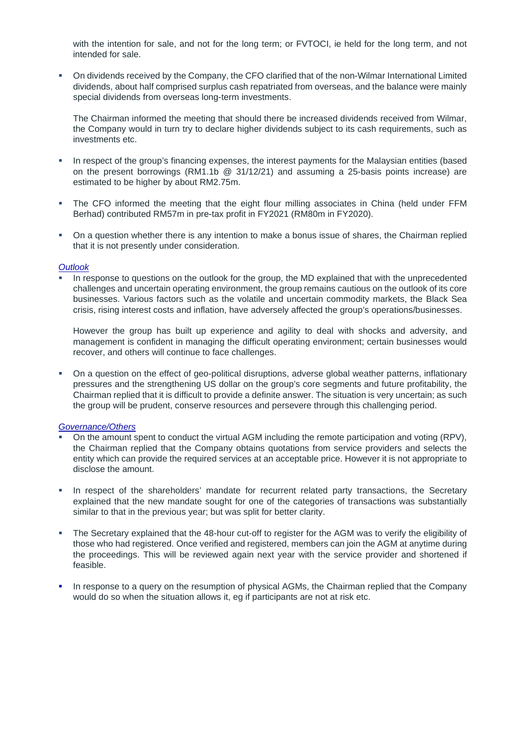with the intention for sale, and not for the long term; or FVTOCI, ie held for the long term, and not intended for sale.

- On dividends received by the Company, the CFO clarified that of the non-Wilmar International Limited dividends, about half comprised surplus cash repatriated from overseas, and the balance were mainly special dividends from overseas long-term investments.

  The Chairman informed the meeting that should there be increased dividends received from Wilmar, the Company would in turn try to declare higher dividends subject to its cash requirements, such as investments etc.

- In respect of the group's financing expenses, the interest payments for the Malaysian entities (based on the present borrowings (RM1.1b @ 31/12/21) and assuming a 25-basis points increase) are estimated to be higher by about RM2.75m.

- The CFO informed the meeting that the eight flour milling associates in China (held under FFM Berhad) contributed RM57m in pre-tax profit in FY2021 (RM80m in FY2020).

- On a question whether there is any intention to make a bonus issue of shares, the Chairman replied that it is not presently under consideration.

*Outlook*

- In response to questions on the outlook for the group, the MD explained that with the unprecedented challenges and uncertain operating environment, the group remains cautious on the outlook of its core businesses. Various factors such as the volatile and uncertain commodity markets, the Black Sea crisis, rising interest costs and inflation, have adversely affected the group's operations/businesses.

  However the group has built up experience and agility to deal with shocks and adversity, and management is confident in managing the difficult operating environment; certain businesses would recover, and others will continue to face challenges.

- On a question on the effect of geo-political disruptions, adverse global weather patterns, inflationary pressures and the strengthening US dollar on the group's core segments and future profitability, the Chairman replied that it is difficult to provide a definite answer. The situation is very uncertain; as such the group will be prudent, conserve resources and persevere through this challenging period.

*Governance/Others*

- On the amount spent to conduct the virtual AGM including the remote participation and voting (RPV), the Chairman replied that the Company obtains quotations from service providers and selects the entity which can provide the required services at an acceptable price. However it is not appropriate to disclose the amount.

- In respect of the shareholders' mandate for recurrent related party transactions, the Secretary explained that the new mandate sought for one of the categories of transactions was substantially similar to that in the previous year; but was split for better clarity.

- The Secretary explained that the 48-hour cut-off to register for the AGM was to verify the eligibility of those who had registered. Once verified and registered, members can join the AGM at anytime during the proceedings. This will be reviewed again next year with the service provider and shortened if feasible.

- In response to a query on the resumption of physical AGMs, the Chairman replied that the Company would do so when the situation allows it, eg if participants are not at risk etc.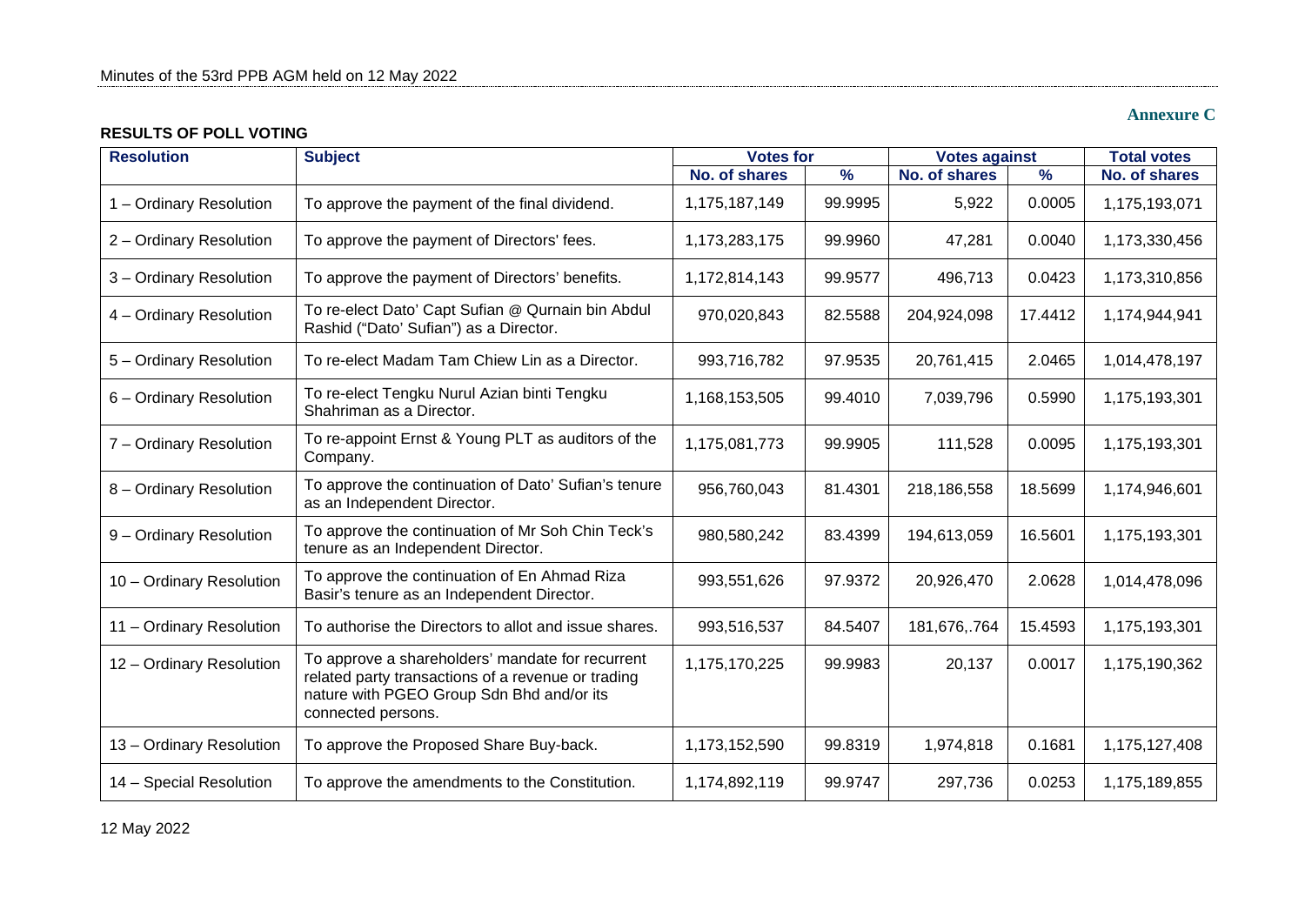**Annexure C**

**RESULTS OF POLL VOTING**

| Resolution | Subject | Votes for | | Votes against | | Total votes |
|---|---|---|---|---|---|---|
| | | No. of shares | % | No. of shares | % | No. of shares |
| 1 – Ordinary Resolution | To approve the payment of the final dividend. | 1,175,187,149 | 99.9995 | 5,922 | 0.0005 | 1,175,193,071 |
| 2 – Ordinary Resolution | To approve the payment of Directors' fees. | 1,173,283,175 | 99.9960 | 47,281 | 0.0040 | 1,173,330,456 |
| 3 – Ordinary Resolution | To approve the payment of Directors' benefits. | 1,172,814,143 | 99.9577 | 496,713 | 0.0423 | 1,173,310,856 |
| 4 – Ordinary Resolution | To re-elect Dato' Capt Sufian @ Qurnain bin Abdul Rashid ("Dato' Sufian") as a Director. | 970,020,843 | 82.5588 | 204,924,098 | 17.4412 | 1,174,944,941 |
| 5 – Ordinary Resolution | To re-elect Madam Tam Chiew Lin as a Director. | 993,716,782 | 97.9535 | 20,761,415 | 2.0465 | 1,014,478,197 |
| 6 – Ordinary Resolution | To re-elect Tengku Nurul Azian binti Tengku Shahriman as a Director. | 1,168,153,505 | 99.4010 | 7,039,796 | 0.5990 | 1,175,193,301 |
| 7 – Ordinary Resolution | To re-appoint Ernst & Young PLT as auditors of the Company. | 1,175,081,773 | 99.9905 | 111,528 | 0.0095 | 1,175,193,301 |
| 8 – Ordinary Resolution | To approve the continuation of Dato' Sufian's tenure as an Independent Director. | 956,760,043 | 81.4301 | 218,186,558 | 18.5699 | 1,174,946,601 |
| 9 – Ordinary Resolution | To approve the continuation of Mr Soh Chin Teck's tenure as an Independent Director. | 980,580,242 | 83.4399 | 194,613,059 | 16.5601 | 1,175,193,301 |
| 10 – Ordinary Resolution | To approve the continuation of En Ahmad Riza Basir's tenure as an Independent Director. | 993,551,626 | 97.9372 | 20,926,470 | 2.0628 | 1,014,478,096 |
| 11 – Ordinary Resolution | To authorise the Directors to allot and issue shares. | 993,516,537 | 84.5407 | 181,676,.764 | 15.4593 | 1,175,193,301 |
| 12 – Ordinary Resolution | To approve a shareholders' mandate for recurrent related party transactions of a revenue or trading nature with PGEO Group Sdn Bhd and/or its connected persons. | 1,175,170,225 | 99.9983 | 20,137 | 0.0017 | 1,175,190,362 |
| 13 – Ordinary Resolution | To approve the Proposed Share Buy-back. | 1,173,152,590 | 99.8319 | 1,974,818 | 0.1681 | 1,175,127,408 |
| 14 – Special Resolution | To approve the amendments to the Constitution. | 1,174,892,119 | 99.9747 | 297,736 | 0.0253 | 1,175,189,855 |

12 May 2022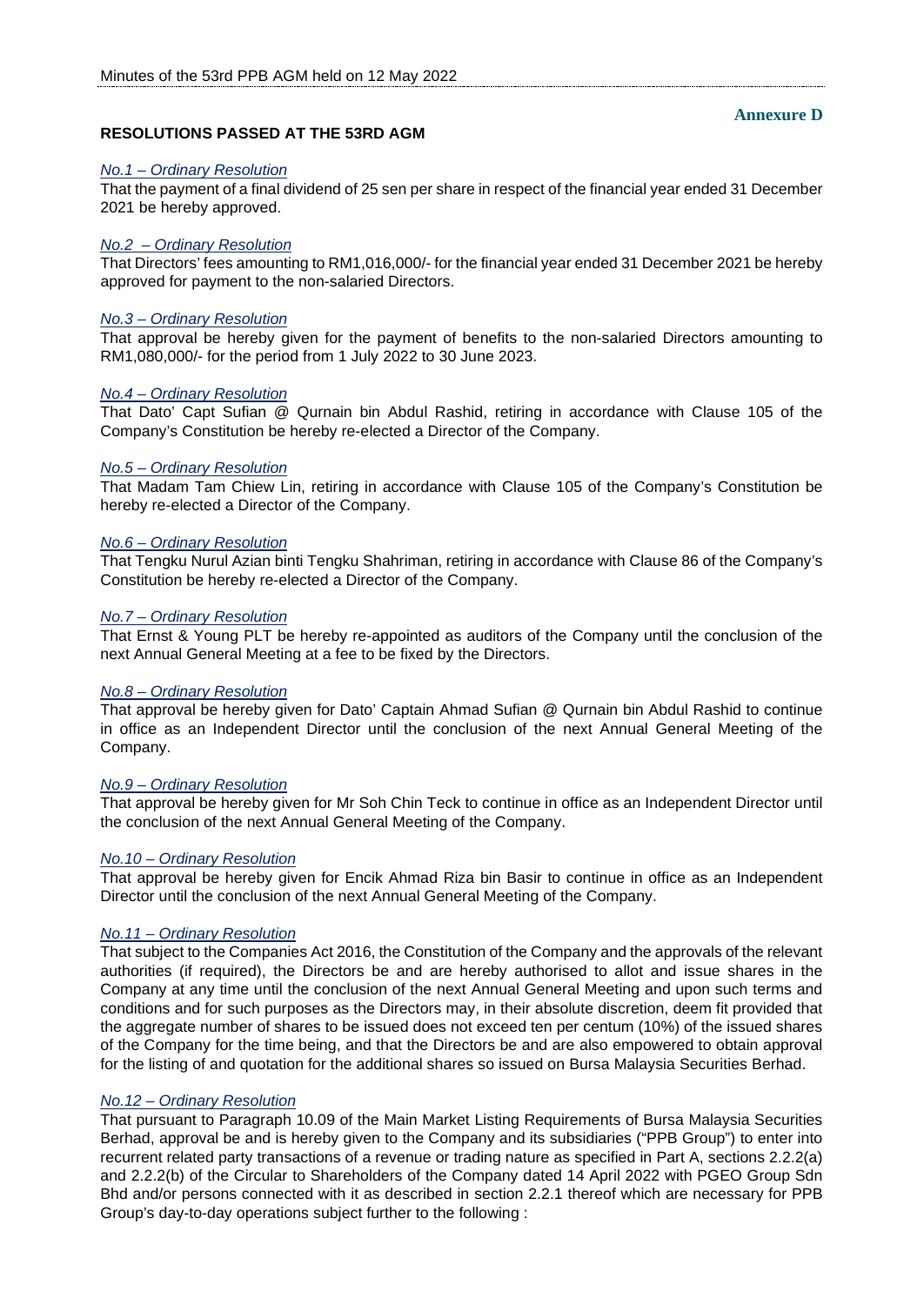**Annexure D**

**RESOLUTIONS PASSED AT THE 53RD AGM**

*No.1 – Ordinary Resolution*

That the payment of a final dividend of 25 sen per share in respect of the financial year ended 31 December 2021 be hereby approved.

*No.2 – Ordinary Resolution*

That Directors' fees amounting to RM1,016,000/- for the financial year ended 31 December 2021 be hereby approved for payment to the non-salaried Directors.

*No.3 – Ordinary Resolution*

That approval be hereby given for the payment of benefits to the non-salaried Directors amounting to RM1,080,000/- for the period from 1 July 2022 to 30 June 2023.

*No.4 – Ordinary Resolution*

That Dato' Capt Sufian @ Qurnain bin Abdul Rashid, retiring in accordance with Clause 105 of the Company's Constitution be hereby re-elected a Director of the Company.

*No.5 – Ordinary Resolution*

That Madam Tam Chiew Lin, retiring in accordance with Clause 105 of the Company's Constitution be hereby re-elected a Director of the Company.

*No.6 – Ordinary Resolution*

That Tengku Nurul Azian binti Tengku Shahriman, retiring in accordance with Clause 86 of the Company's Constitution be hereby re-elected a Director of the Company.

*No.7 – Ordinary Resolution*

That Ernst & Young PLT be hereby re-appointed as auditors of the Company until the conclusion of the next Annual General Meeting at a fee to be fixed by the Directors.

*No.8 – Ordinary Resolution*

That approval be hereby given for Dato' Captain Ahmad Sufian @ Qurnain bin Abdul Rashid to continue in office as an Independent Director until the conclusion of the next Annual General Meeting of the Company.

*No.9 – Ordinary Resolution*

That approval be hereby given for Mr Soh Chin Teck to continue in office as an Independent Director until the conclusion of the next Annual General Meeting of the Company.

*No.10 – Ordinary Resolution*

That approval be hereby given for Encik Ahmad Riza bin Basir to continue in office as an Independent Director until the conclusion of the next Annual General Meeting of the Company.

*No.11 – Ordinary Resolution*

That subject to the Companies Act 2016, the Constitution of the Company and the approvals of the relevant authorities (if required), the Directors be and are hereby authorised to allot and issue shares in the Company at any time until the conclusion of the next Annual General Meeting and upon such terms and conditions and for such purposes as the Directors may, in their absolute discretion, deem fit provided that the aggregate number of shares to be issued does not exceed ten per centum (10%) of the issued shares of the Company for the time being, and that the Directors be and are also empowered to obtain approval for the listing of and quotation for the additional shares so issued on Bursa Malaysia Securities Berhad.

*No.12 – Ordinary Resolution*

That pursuant to Paragraph 10.09 of the Main Market Listing Requirements of Bursa Malaysia Securities Berhad, approval be and is hereby given to the Company and its subsidiaries ("PPB Group") to enter into recurrent related party transactions of a revenue or trading nature as specified in Part A, sections 2.2.2(a) and 2.2.2(b) of the Circular to Shareholders of the Company dated 14 April 2022 with PGEO Group Sdn Bhd and/or persons connected with it as described in section 2.2.1 thereof which are necessary for PPB Group's day-to-day operations subject further to the following :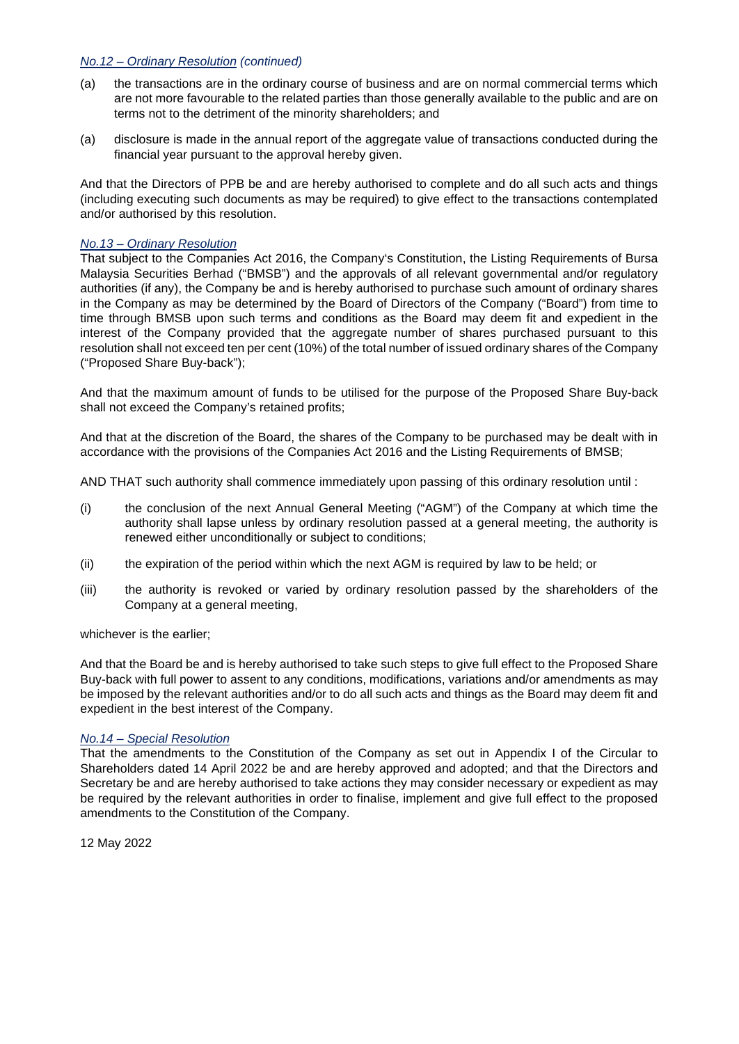*No.12 – Ordinary Resolution (continued)*

(a) the transactions are in the ordinary course of business and are on normal commercial terms which are not more favourable to the related parties than those generally available to the public and are on terms not to the detriment of the minority shareholders; and

(a) disclosure is made in the annual report of the aggregate value of transactions conducted during the financial year pursuant to the approval hereby given.

And that the Directors of PPB be and are hereby authorised to complete and do all such acts and things (including executing such documents as may be required) to give effect to the transactions contemplated and/or authorised by this resolution.

*No.13 – Ordinary Resolution*

That subject to the Companies Act 2016, the Company's Constitution, the Listing Requirements of Bursa Malaysia Securities Berhad ("BMSB") and the approvals of all relevant governmental and/or regulatory authorities (if any), the Company be and is hereby authorised to purchase such amount of ordinary shares in the Company as may be determined by the Board of Directors of the Company ("Board") from time to time through BMSB upon such terms and conditions as the Board may deem fit and expedient in the interest of the Company provided that the aggregate number of shares purchased pursuant to this resolution shall not exceed ten per cent (10%) of the total number of issued ordinary shares of the Company ("Proposed Share Buy-back");

And that the maximum amount of funds to be utilised for the purpose of the Proposed Share Buy-back shall not exceed the Company's retained profits;

And that at the discretion of the Board, the shares of the Company to be purchased may be dealt with in accordance with the provisions of the Companies Act 2016 and the Listing Requirements of BMSB;

AND THAT such authority shall commence immediately upon passing of this ordinary resolution until :

(i) the conclusion of the next Annual General Meeting ("AGM") of the Company at which time the authority shall lapse unless by ordinary resolution passed at a general meeting, the authority is renewed either unconditionally or subject to conditions;

(ii) the expiration of the period within which the next AGM is required by law to be held; or

(iii) the authority is revoked or varied by ordinary resolution passed by the shareholders of the Company at a general meeting,

whichever is the earlier;

And that the Board be and is hereby authorised to take such steps to give full effect to the Proposed Share Buy-back with full power to assent to any conditions, modifications, variations and/or amendments as may be imposed by the relevant authorities and/or to do all such acts and things as the Board may deem fit and expedient in the best interest of the Company.

*No.14 – Special Resolution*

That the amendments to the Constitution of the Company as set out in Appendix I of the Circular to Shareholders dated 14 April 2022 be and are hereby approved and adopted; and that the Directors and Secretary be and are hereby authorised to take actions they may consider necessary or expedient as may be required by the relevant authorities in order to finalise, implement and give full effect to the proposed amendments to the Constitution of the Company.

12 May 2022